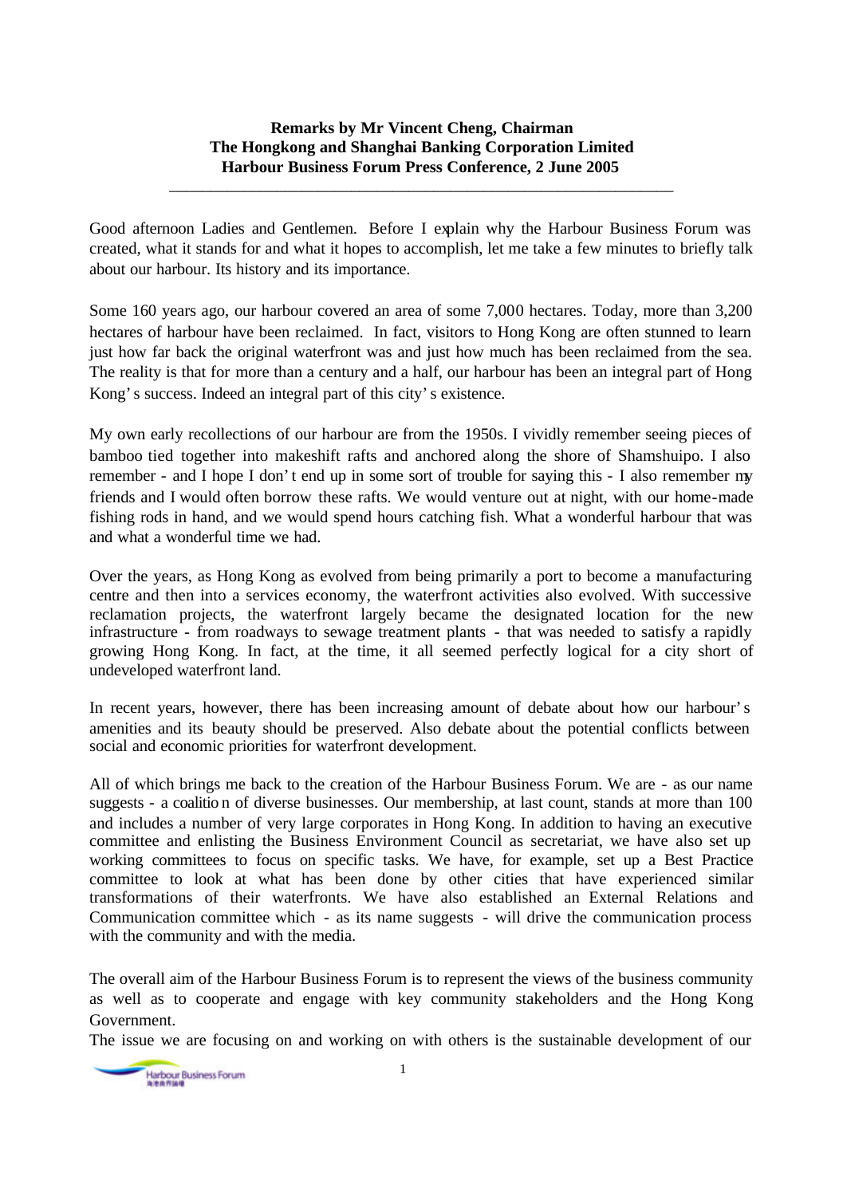**Remarks by Mr Vincent Cheng, Chairman**
**The Hongkong and Shanghai Banking Corporation Limited**
**Harbour Business Forum Press Conference, 2 June 2005**

---

Good afternoon Ladies and Gentlemen. Before I explain why the Harbour Business Forum was created, what it stands for and what it hopes to accomplish, let me take a few minutes to briefly talk about our harbour. Its history and its importance.

Some 160 years ago, our harbour covered an area of some 7,000 hectares. Today, more than 3,200 hectares of harbour have been reclaimed. In fact, visitors to Hong Kong are often stunned to learn just how far back the original waterfront was and just how much has been reclaimed from the sea. The reality is that for more than a century and a half, our harbour has been an integral part of Hong Kong's success. Indeed an integral part of this city's existence.

My own early recollections of our harbour are from the 1950s. I vividly remember seeing pieces of bamboo tied together into makeshift rafts and anchored along the shore of Shamshuipo. I also remember - and I hope I don't end up in some sort of trouble for saying this - I also remember my friends and I would often borrow these rafts. We would venture out at night, with our home-made fishing rods in hand, and we would spend hours catching fish. What a wonderful harbour that was and what a wonderful time we had.

Over the years, as Hong Kong as evolved from being primarily a port to become a manufacturing centre and then into a services economy, the waterfront activities also evolved. With successive reclamation projects, the waterfront largely became the designated location for the new infrastructure - from roadways to sewage treatment plants - that was needed to satisfy a rapidly growing Hong Kong. In fact, at the time, it all seemed perfectly logical for a city short of undeveloped waterfront land.

In recent years, however, there has been increasing amount of debate about how our harbour's amenities and its beauty should be preserved. Also debate about the potential conflicts between social and economic priorities for waterfront development.

All of which brings me back to the creation of the Harbour Business Forum. We are - as our name suggests - a coalition of diverse businesses. Our membership, at last count, stands at more than 100 and includes a number of very large corporates in Hong Kong. In addition to having an executive committee and enlisting the Business Environment Council as secretariat, we have also set up working committees to focus on specific tasks. We have, for example, set up a Best Practice committee to look at what has been done by other cities that have experienced similar transformations of their waterfronts. We have also established an External Relations and Communication committee which - as its name suggests - will drive the communication process with the community and with the media.

The overall aim of the Harbour Business Forum is to represent the views of the business community as well as to cooperate and engage with key community stakeholders and the Hong Kong Government.

The issue we are focusing on and working on with others is the sustainable development of our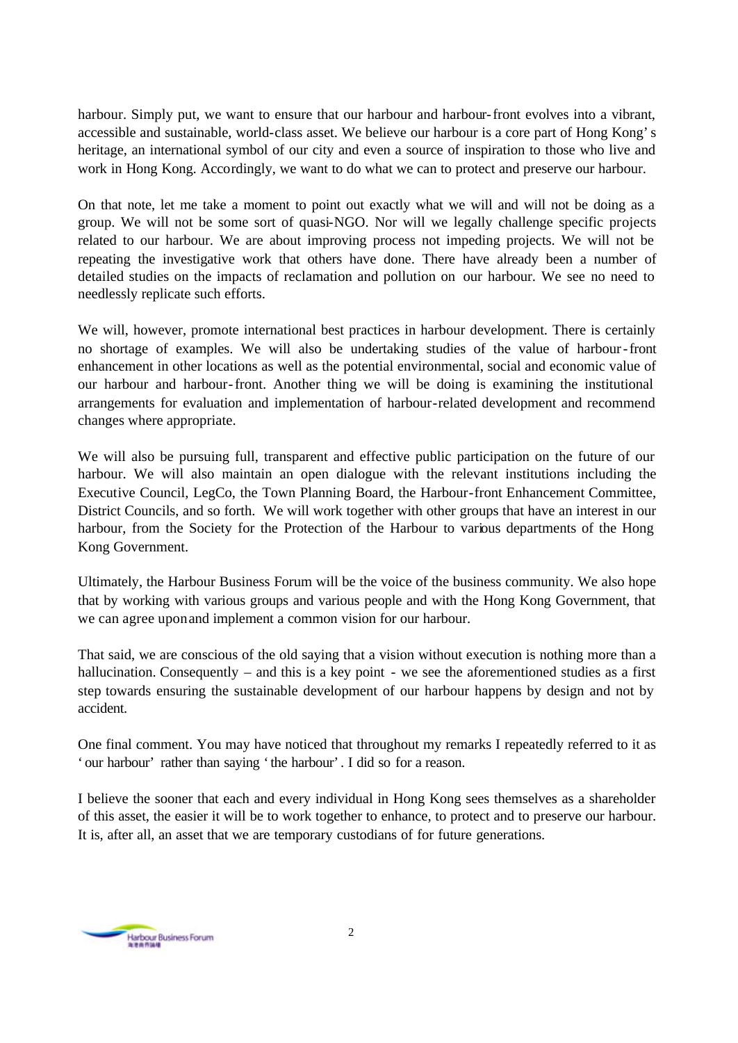harbour. Simply put, we want to ensure that our harbour and harbour-front evolves into a vibrant, accessible and sustainable, world-class asset. We believe our harbour is a core part of Hong Kong's heritage, an international symbol of our city and even a source of inspiration to those who live and work in Hong Kong. Accordingly, we want to do what we can to protect and preserve our harbour.

On that note, let me take a moment to point out exactly what we will and will not be doing as a group. We will not be some sort of quasi-NGO. Nor will we legally challenge specific projects related to our harbour. We are about improving process not impeding projects. We will not be repeating the investigative work that others have done. There have already been a number of detailed studies on the impacts of reclamation and pollution on our harbour. We see no need to needlessly replicate such efforts.

We will, however, promote international best practices in harbour development. There is certainly no shortage of examples. We will also be undertaking studies of the value of harbour-front enhancement in other locations as well as the potential environmental, social and economic value of our harbour and harbour-front. Another thing we will be doing is examining the institutional arrangements for evaluation and implementation of harbour-related development and recommend changes where appropriate.

We will also be pursuing full, transparent and effective public participation on the future of our harbour. We will also maintain an open dialogue with the relevant institutions including the Executive Council, LegCo, the Town Planning Board, the Harbour-front Enhancement Committee, District Councils, and so forth. We will work together with other groups that have an interest in our harbour, from the Society for the Protection of the Harbour to various departments of the Hong Kong Government.

Ultimately, the Harbour Business Forum will be the voice of the business community. We also hope that by working with various groups and various people and with the Hong Kong Government, that we can agree upon and implement a common vision for our harbour.

That said, we are conscious of the old saying that a vision without execution is nothing more than a hallucination. Consequently – and this is a key point - we see the aforementioned studies as a first step towards ensuring the sustainable development of our harbour happens by design and not by accident.

One final comment. You may have noticed that throughout my remarks I repeatedly referred to it as 'our harbour' rather than saying 'the harbour'. I did so for a reason.

I believe the sooner that each and every individual in Hong Kong sees themselves as a shareholder of this asset, the easier it will be to work together to enhance, to protect and to preserve our harbour. It is, after all, an asset that we are temporary custodians of for future generations.